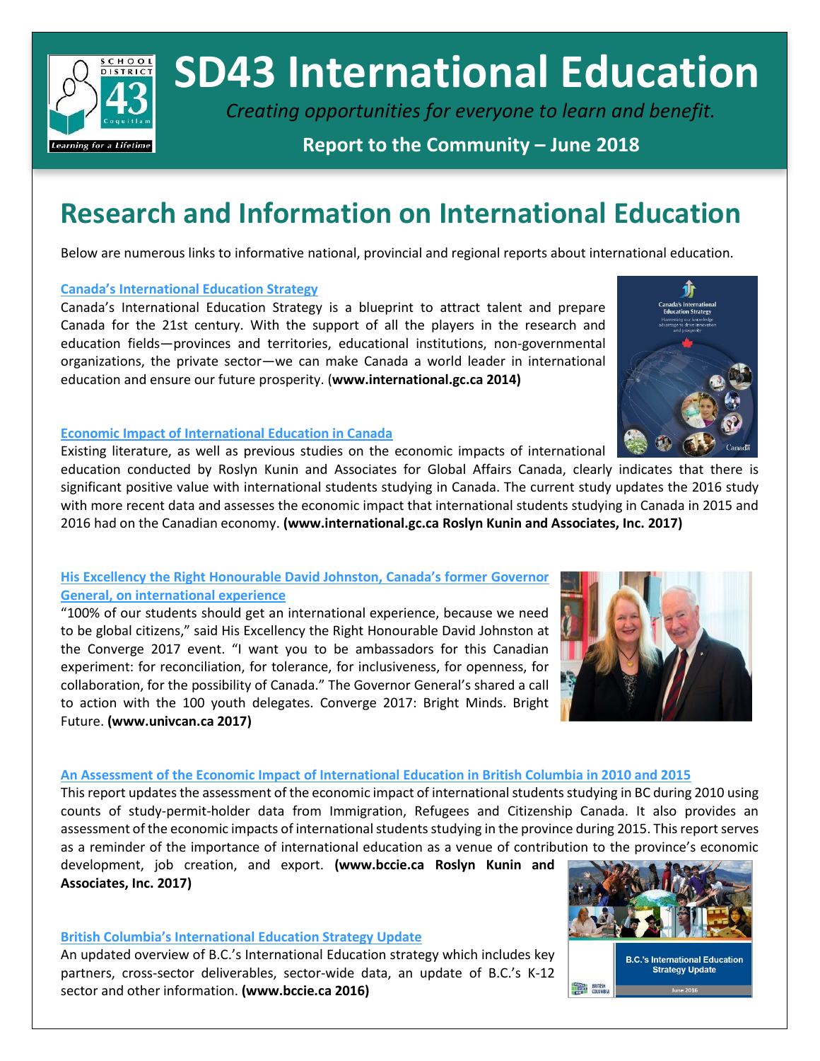# SD43 International Education

*Creating opportunities for everyone to learn and benefit.*

**Report to the Community – June 2018**

## Research and Information on International Education

Below are numerous links to informative national, provincial and regional reports about international education.

### Canada's International Education Strategy

Canada's International Education Strategy is a blueprint to attract talent and prepare Canada for the 21st century. With the support of all the players in the research and education fields—provinces and territories, educational institutions, non-governmental organizations, the private sector—we can make Canada a world leader in international education and ensure our future prosperity. (**www.international.gc.ca 2014)**

### Economic Impact of International Education in Canada

Existing literature, as well as previous studies on the economic impacts of international education conducted by Roslyn Kunin and Associates for Global Affairs Canada, clearly indicates that there is significant positive value with international students studying in Canada. The current study updates the 2016 study with more recent data and assesses the economic impact that international students studying in Canada in 2015 and 2016 had on the Canadian economy. **(www.international.gc.ca Roslyn Kunin and Associates, Inc. 2017)**

### His Excellency the Right Honourable David Johnston, Canada's former Governor General, on international experience

"100% of our students should get an international experience, because we need to be global citizens," said His Excellency the Right Honourable David Johnston at the Converge 2017 event. "I want you to be ambassadors for this Canadian experiment: for reconciliation, for tolerance, for inclusiveness, for openness, for collaboration, for the possibility of Canada." The Governor General's shared a call to action with the 100 youth delegates. Converge 2017: Bright Minds. Bright Future. **(www.univcan.ca 2017)**

### An Assessment of the Economic Impact of International Education in British Columbia in 2010 and 2015

This report updates the assessment of the economic impact of international students studying in BC during 2010 using counts of study-permit-holder data from Immigration, Refugees and Citizenship Canada. It also provides an assessment of the economic impacts of international students studying in the province during 2015. This report serves as a reminder of the importance of international education as a venue of contribution to the province's economic development, job creation, and export. **(www.bccie.ca Roslyn Kunin and Associates, Inc. 2017)**

### British Columbia's International Education Strategy Update

An updated overview of B.C.'s International Education strategy which includes key partners, cross-sector deliverables, sector-wide data, an update of B.C.'s K-12 sector and other information. **(www.bccie.ca 2016)**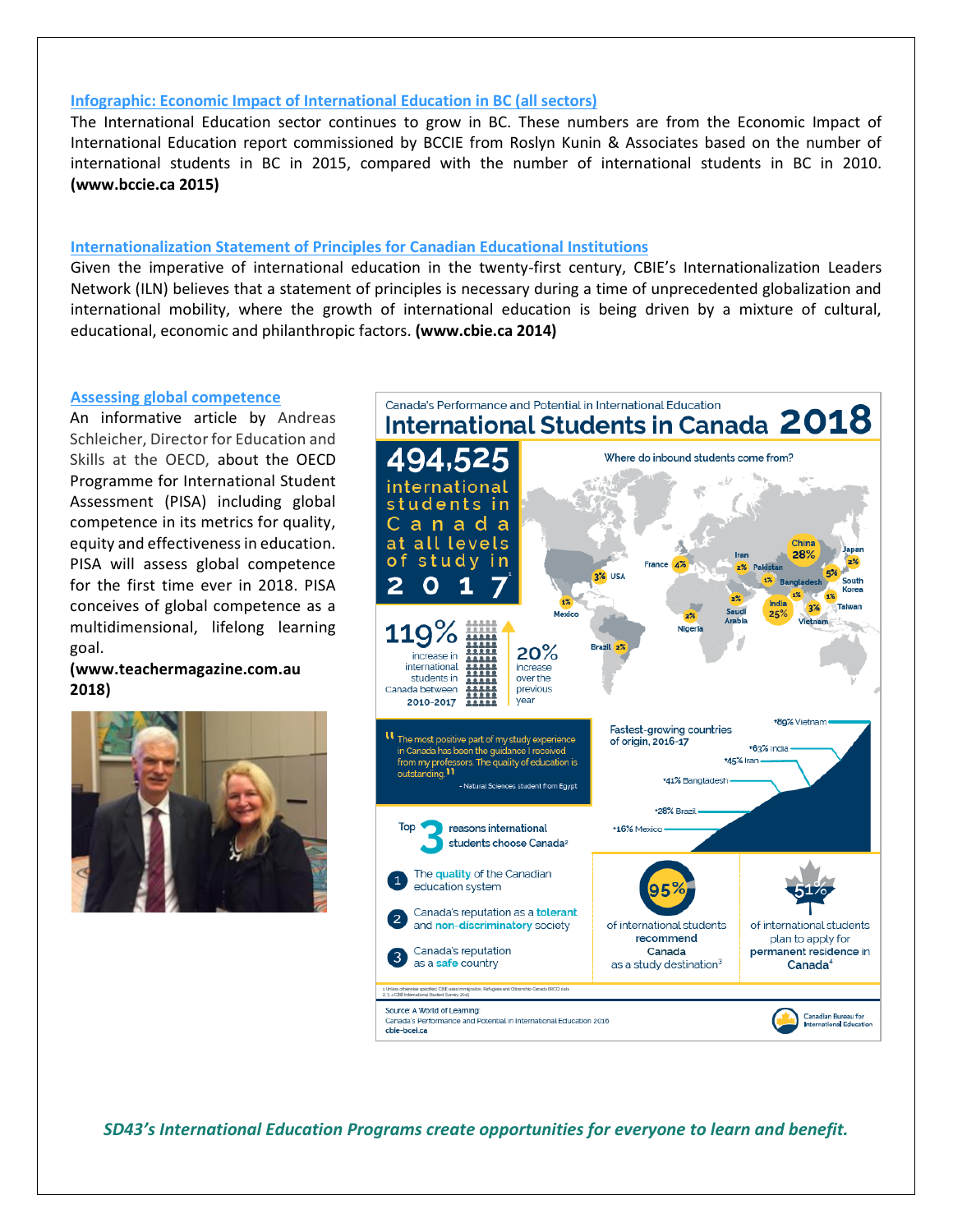### Infographic: Economic Impact of International Education in BC (all sectors)

The International Education sector continues to grow in BC. These numbers are from the Economic Impact of International Education report commissioned by BCCIE from Roslyn Kunin & Associates based on the number of international students in BC in 2015, compared with the number of international students in BC in 2010. **(www.bccie.ca 2015)**

### Internationalization Statement of Principles for Canadian Educational Institutions

Given the imperative of international education in the twenty-first century, CBIE's Internationalization Leaders Network (ILN) believes that a statement of principles is necessary during a time of unprecedented globalization and international mobility, where the growth of international education is being driven by a mixture of cultural, educational, economic and philanthropic factors. **(www.cbie.ca 2014)**

### Assessing global competence

An informative article by Andreas Schleicher, Director for Education and Skills at the OECD, about the OECD Programme for International Student Assessment (PISA) including global competence in its metrics for quality, equity and effectiveness in education. PISA will assess global competence for the first time ever in 2018. PISA conceives of global competence as a multidimensional, lifelong learning goal.

**(www.teachermagazine.com.au 2018)**

Canada's Performance and Potential in International Education

**International Students in Canada 2018**

**494,525** international students in Canada at all levels of study in 2017[1]

Where do inbound students come from?

China 28%
India 25%
South Korea 5%
France 4%
Vietnam 3%
USA 3%
Japan 2%
Iran 2%
Saudi Arabia 2%
Nigeria 2%
Brazil 2%
Pakistan 1%
Bangladesh 1%
Taiwan 1%
Mexico 1%

**119%** increase in international students in Canada between 2010-2017

**20%** increase over the previous year

"The most positive part of my study experience in Canada has been the guidance I received from my professors. The quality of education is outstanding." - Natural Sciences student from Egypt

Fastest-growing countries of origin, 2016-17

+89% Vietnam
+63% India
+45% Iran
+41% Bangladesh
+28% Brazil
+16% Mexico

Top 3 reasons international students choose Canada[2]

1. The **quality** of the Canadian education system
2. Canada's reputation as a **tolerant** and **non-discriminatory** society
3. Canada's reputation as a **safe** country

**95%** of international students **recommend Canada** as a study destination[3]

**51%** of international students plan to apply for **permanent residence** in Canada[4]

1 Unless otherwise specified: CBIE uses Immigration, Refugees and Citizenship Canada (IRCC) data
2, 3, 4 CBIE International Student Survey 2018

Source: A World of Learning: Canada's Performance and Potential in International Education 2018
cbie-bcei.ca

Canadian Bureau for International Education

***SD43's International Education Programs create opportunities for everyone to learn and benefit.***